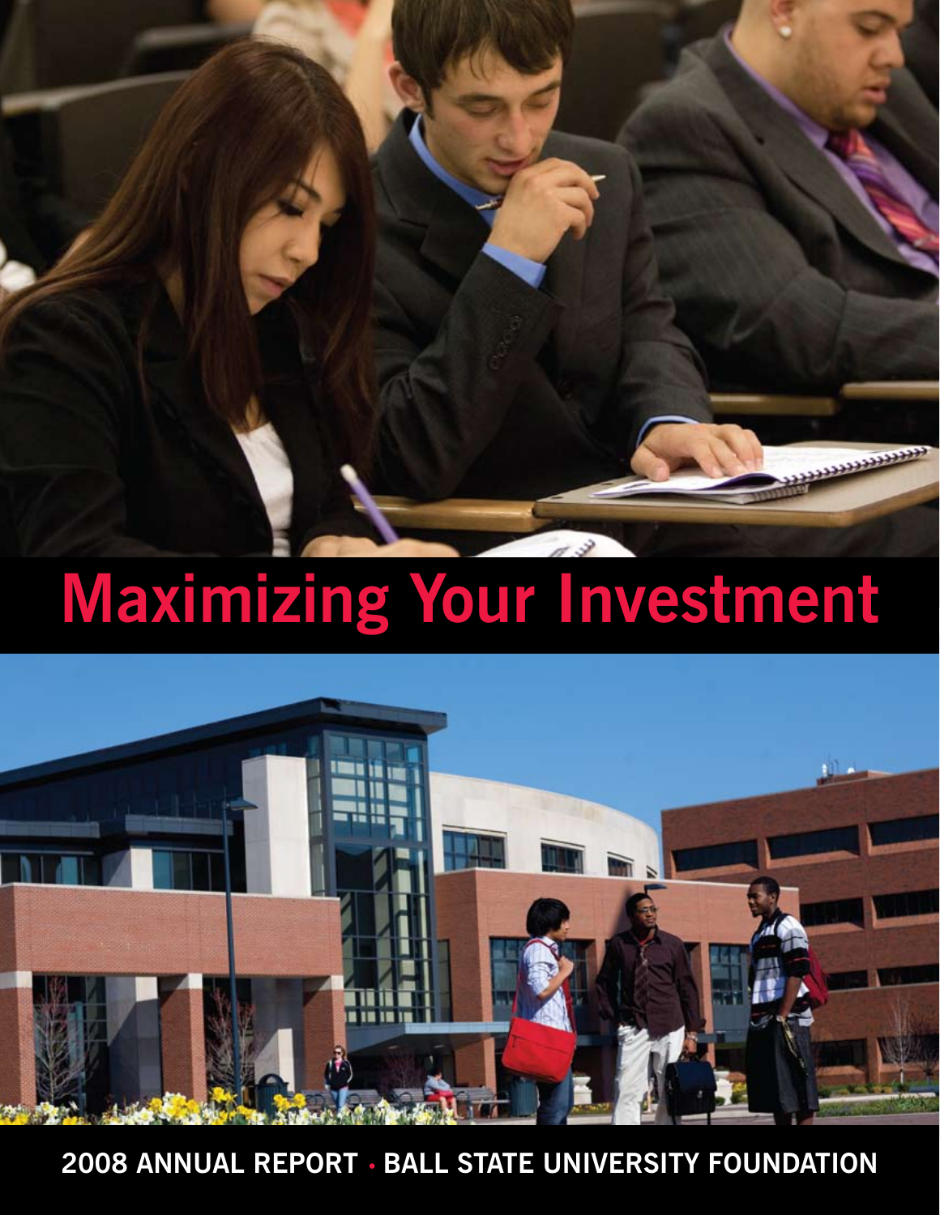# Maximizing Your Investment

**2008 ANNUAL REPORT · BALL STATE UNIVERSITY FOUNDATION**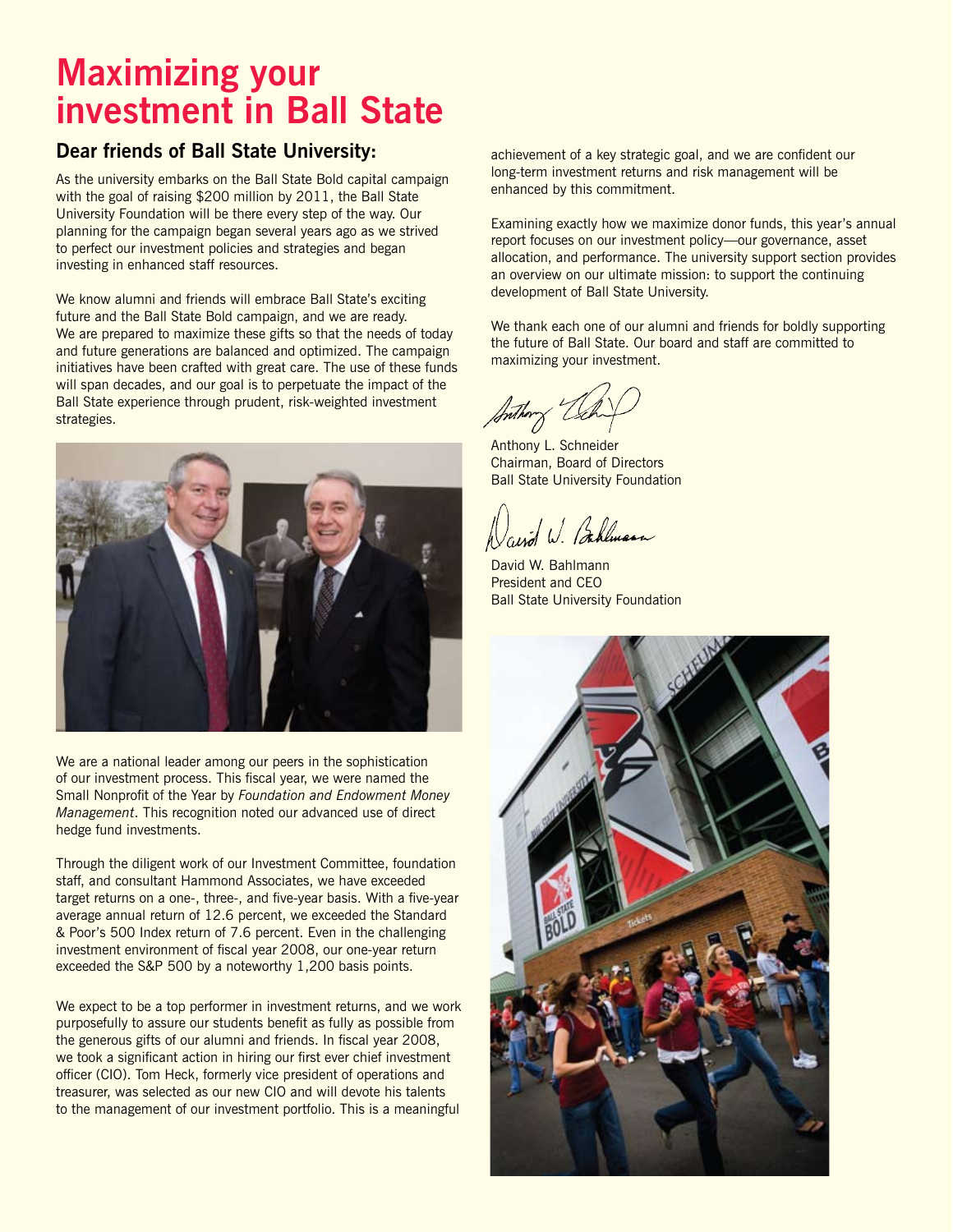# Maximizing your investment in Ball State

## Dear friends of Ball State University:

As the university embarks on the Ball State Bold capital campaign with the goal of raising $200 million by 2011, the Ball State University Foundation will be there every step of the way. Our planning for the campaign began several years ago as we strived to perfect our investment policies and strategies and began investing in enhanced staff resources.

We know alumni and friends will embrace Ball State's exciting future and the Ball State Bold campaign, and we are ready. We are prepared to maximize these gifts so that the needs of today and future generations are balanced and optimized. The campaign initiatives have been crafted with great care. The use of these funds will span decades, and our goal is to perpetuate the impact of the Ball State experience through prudent, risk-weighted investment strategies.

We are a national leader among our peers in the sophistication of our investment process. This fiscal year, we were named the Small Nonprofit of the Year by *Foundation and Endowment Money Management*. This recognition noted our advanced use of direct hedge fund investments.

Through the diligent work of our Investment Committee, foundation staff, and consultant Hammond Associates, we have exceeded target returns on a one-, three-, and five-year basis. With a five-year average annual return of 12.6 percent, we exceeded the Standard & Poor's 500 Index return of 7.6 percent. Even in the challenging investment environment of fiscal year 2008, our one-year return exceeded the S&P 500 by a noteworthy 1,200 basis points.

We expect to be a top performer in investment returns, and we work purposefully to assure our students benefit as fully as possible from the generous gifts of our alumni and friends. In fiscal year 2008, we took a significant action in hiring our first ever chief investment officer (CIO). Tom Heck, formerly vice president of operations and treasurer, was selected as our new CIO and will devote his talents to the management of our investment portfolio. This is a meaningful achievement of a key strategic goal, and we are confident our long-term investment returns and risk management will be enhanced by this commitment.

Examining exactly how we maximize donor funds, this year's annual report focuses on our investment policy—our governance, asset allocation, and performance. The university support section provides an overview on our ultimate mission: to support the continuing development of Ball State University.

We thank each one of our alumni and friends for boldly supporting the future of Ball State. Our board and staff are committed to maximizing your investment.

Anthony L. Schneider
Chairman, Board of Directors
Ball State University Foundation

David W. Bahlmann
President and CEO
Ball State University Foundation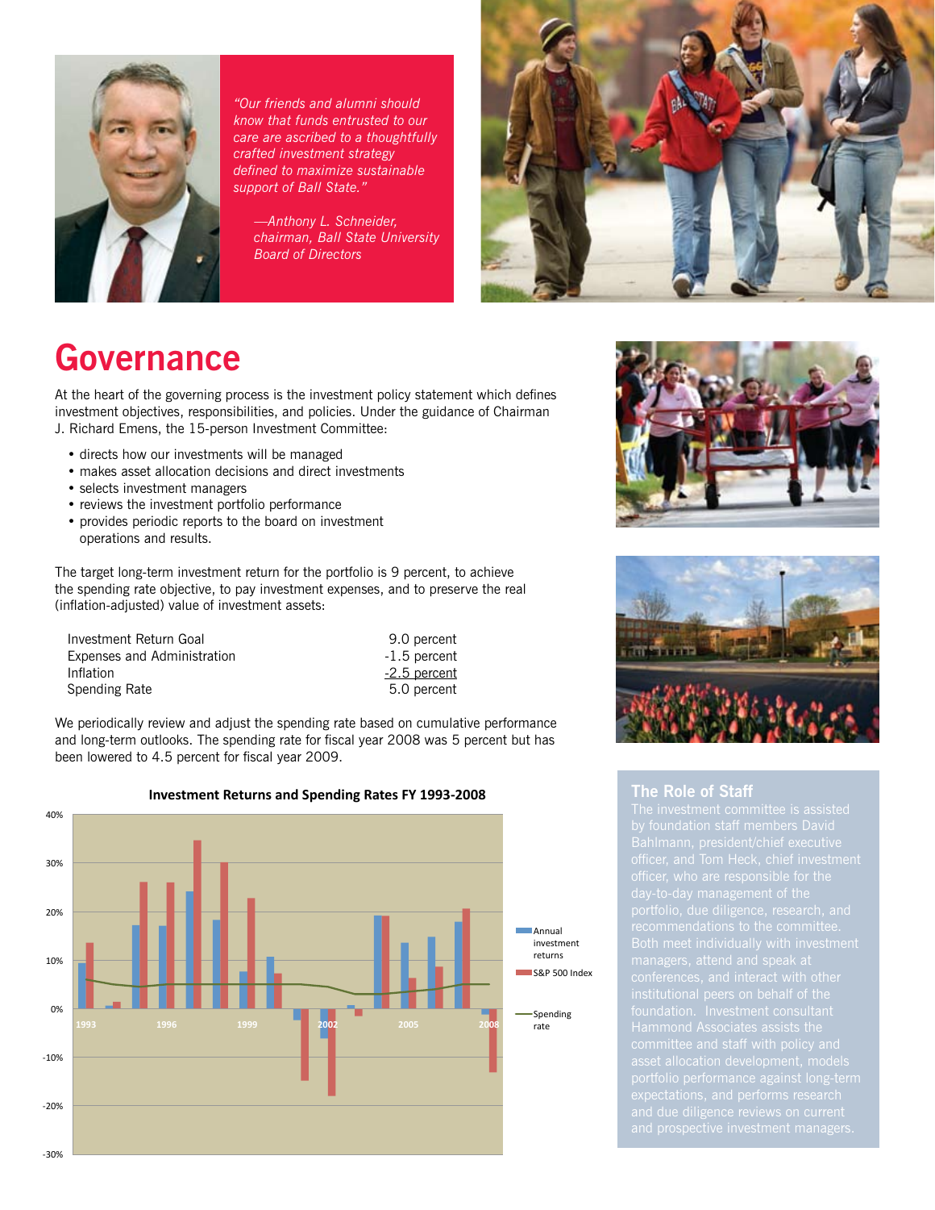*"Our friends and alumni should know that funds entrusted to our care are ascribed to a thoughtfully crafted investment strategy defined to maximize sustainable support of Ball State."*

*—Anthony L. Schneider, chairman, Ball State University Board of Directors*

# Governance

At the heart of the governing process is the investment policy statement which defines investment objectives, responsibilities, and policies. Under the guidance of Chairman J. Richard Emens, the 15-person Investment Committee:

- directs how our investments will be managed
- makes asset allocation decisions and direct investments
- selects investment managers
- reviews the investment portfolio performance
- provides periodic reports to the board on investment operations and results.

The target long-term investment return for the portfolio is 9 percent, to achieve the spending rate objective, to pay investment expenses, and to preserve the real (inflation-adjusted) value of investment assets:

| | |
|---|---|
| Investment Return Goal | 9.0 percent |
| Expenses and Administration | -1.5 percent |
| Inflation | -2.5 percent |
| Spending Rate | 5.0 percent |

We periodically review and adjust the spending rate based on cumulative performance and long-term outlooks. The spending rate for fiscal year 2008 was 5 percent but has been lowered to 4.5 percent for fiscal year 2009.

**Investment Returns and Spending Rates FY 1993-2008**

Legend: Annual investment returns; S&P 500 Index; Spending rate

## The Role of Staff

The investment committee is assisted by foundation staff members David Bahlmann, president/chief executive officer, and Tom Heck, chief investment officer, who are responsible for the day-to-day management of the portfolio, due diligence, research, and recommendations to the committee. Both meet individually with investment managers, attend and speak at conferences, and interact with other institutional peers on behalf of the foundation. Investment consultant Hammond Associates assists the committee and staff with policy and asset allocation development, models portfolio performance against long-term expectations, and performs research and due diligence reviews on current and prospective investment managers.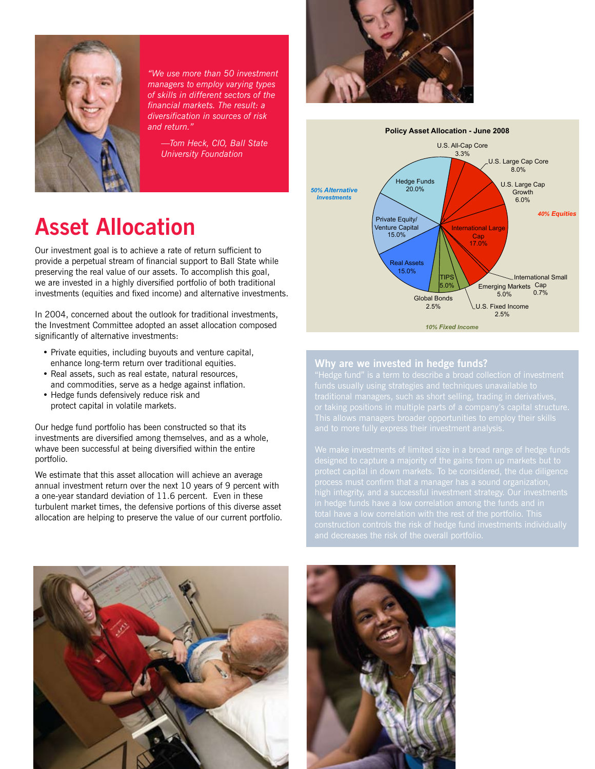*"We use more than 50 investment managers to employ varying types of skills in different sectors of the financial markets. The result: a diversification in sources of risk and return."*

*—Tom Heck, CIO, Ball State University Foundation*

# Asset Allocation

Our investment goal is to achieve a rate of return sufficient to provide a perpetual stream of financial support to Ball State while preserving the real value of our assets. To accomplish this goal, we are invested in a highly diversified portfolio of both traditional investments (equities and fixed income) and alternative investments.

In 2004, concerned about the outlook for traditional investments, the Investment Committee adopted an asset allocation composed significantly of alternative investments:

- Private equities, including buyouts and venture capital, enhance long-term return over traditional equities.
- Real assets, such as real estate, natural resources, and commodities, serve as a hedge against inflation.
- Hedge funds defensively reduce risk and protect capital in volatile markets.

Our hedge fund portfolio has been constructed so that its investments are diversified among themselves, and as a whole, whave been successful at being diversified within the entire portfolio.

We estimate that this asset allocation will achieve an average annual investment return over the next 10 years of 9 percent with a one-year standard deviation of 11.6 percent. Even in these turbulent market times, the defensive portions of this diverse asset allocation are helping to preserve the value of our current portfolio.

**Policy Asset Allocation - June 2008**

| Category | Asset Class | Allocation |
|---|---|---|
| 40% Equities | U.S. All-Cap Core | 3.3% |
| | U.S. Large Cap Core | 8.0% |
| | U.S. Large Cap Growth | 6.0% |
| | International Large Cap | 17.0% |
| | International Small Cap | 0.7% |
| | Emerging Markets | 5.0% |
| 10% Fixed Income | U.S. Fixed Income | 2.5% |
| | TIPS | 5.0% |
| | Global Bonds | 2.5% |
| 50% Alternative Investments | Real Assets | 15.0% |
| | Private Equity/Venture Capital | 15.0% |
| | Hedge Funds | 20.0% |

## Why are we invested in hedge funds?

"Hedge fund" is a term to describe a broad collection of investment funds usually using strategies and techniques unavailable to traditional managers, such as short selling, trading in derivatives, or taking positions in multiple parts of a company's capital structure. This allows managers broader opportunities to employ their skills and to more fully express their investment analysis.

We make investments of limited size in a broad range of hedge funds designed to capture a majority of the gains from up markets but to protect capital in down markets. To be considered, the due diligence process must confirm that a manager has a sound organization, high integrity, and a successful investment strategy. Our investments in hedge funds have a low correlation among the funds and in total have a low correlation with the rest of the portfolio. This construction controls the risk of hedge fund investments individually and decreases the risk of the overall portfolio.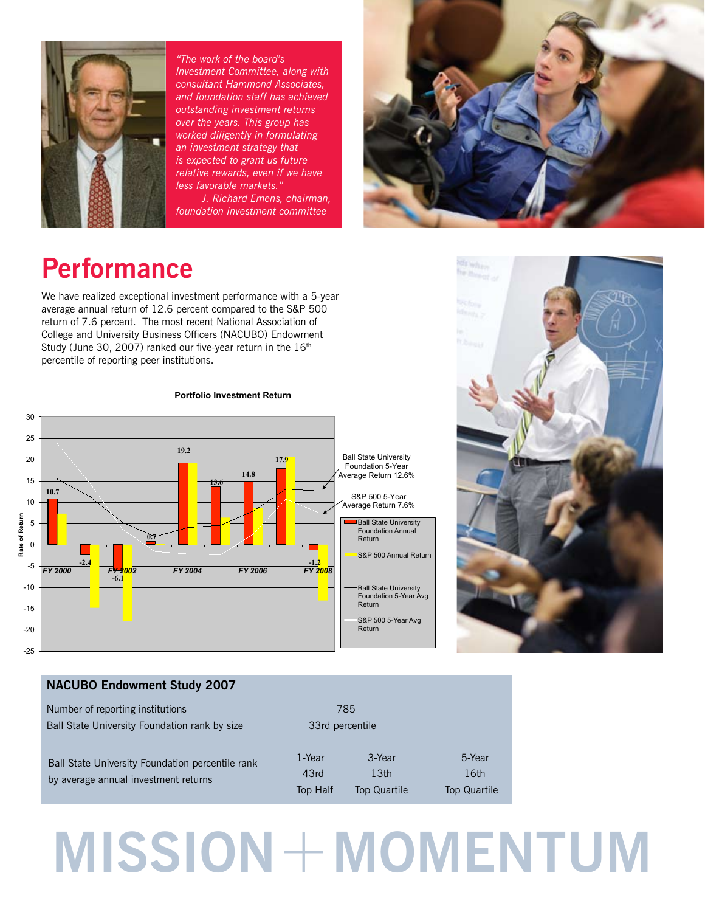*"The work of the board's Investment Committee, along with consultant Hammond Associates, and foundation staff has achieved outstanding investment returns over the years. This group has worked diligently in formulating an investment strategy that is expected to grant us future relative rewards, even if we have less favorable markets."*
*—J. Richard Emens, chairman, foundation investment committee*

# Performance

We have realized exceptional investment performance with a 5-year average annual return of 12.6 percent compared to the S&P 500 return of 7.6 percent. The most recent National Association of College and University Business Officers (NACUBO) Endowment Study (June 30, 2007) ranked our five-year return in the 16th percentile of reporting peer institutions.

**Portfolio Investment Return**

| | FY 2000 | FY 2001 | FY 2002 | FY 2003 | FY 2004 | FY 2005 | FY 2006 | FY 2007 | FY 2008 |
|---|---|---|---|---|---|---|---|---|---|
| Ball State University Foundation Annual Return | 10.7 | -2.4 | -6.1 | 0.7 | 19.2 | 13.6 | 14.8 | 17.9 | -1.2 |

Ball State University Foundation 5-Year Average Return 12.6%

S&P 500 5-Year Average Return 7.6%

Legend: Ball State University Foundation Annual Return; S&P 500 Annual Return; Ball State University Foundation 5-Year Avg Return; S&P 500 5-Year Avg Return

Rate of Return

## NACUBO Endowment Study 2007

| | | | |
|---|---|---|---|
| Number of reporting institutions | 785 | | |
| Ball State University Foundation rank by size | 33rd percentile | | |
| Ball State University Foundation percentile rank by average annual investment returns | 1-Year | 3-Year | 5-Year |
| | 43rd | 13th | 16th |
| | Top Half | Top Quartile | Top Quartile |

# MISSION + MOMENTUM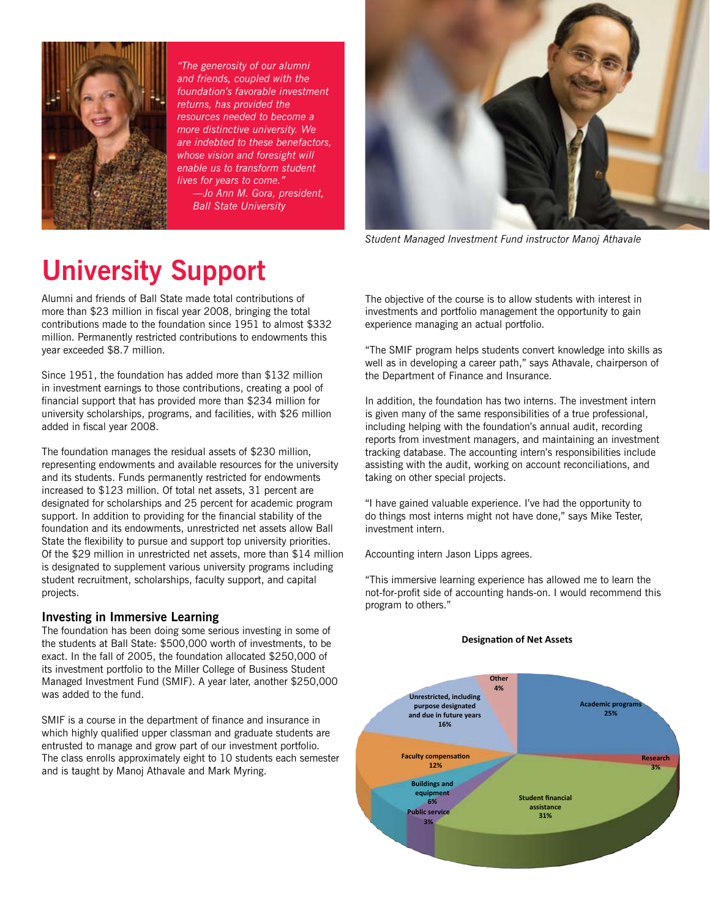*"The generosity of our alumni and friends, coupled with the foundation's favorable investment returns, has provided the resources needed to become a more distinctive university. We are indebted to these benefactors, whose vision and foresight will enable us to transform student lives for years to come."*
*—Jo Ann M. Gora, president, Ball State University*

*Student Managed Investment Fund instructor Manoj Athavale*

# University Support

Alumni and friends of Ball State made total contributions of more than $23 million in fiscal year 2008, bringing the total contributions made to the foundation since 1951 to almost $332 million. Permanently restricted contributions to endowments this year exceeded $8.7 million.

Since 1951, the foundation has added more than $132 million in investment earnings to those contributions, creating a pool of financial support that has provided more than $234 million for university scholarships, programs, and facilities, with $26 million added in fiscal year 2008.

The foundation manages the residual assets of $230 million, representing endowments and available resources for the university and its students. Funds permanently restricted for endowments increased to $123 million. Of total net assets, 31 percent are designated for scholarships and 25 percent for academic program support. In addition to providing for the financial stability of the foundation and its endowments, unrestricted net assets allow Ball State the flexibility to pursue and support top university priorities. Of the $29 million in unrestricted net assets, more than $14 million is designated to supplement various university programs including student recruitment, scholarships, faculty support, and capital projects.

## Investing in Immersive Learning

The foundation has been doing some serious investing in some of the students at Ball State: $500,000 worth of investments, to be exact. In the fall of 2005, the foundation allocated $250,000 of its investment portfolio to the Miller College of Business Student Managed Investment Fund (SMIF). A year later, another $250,000 was added to the fund.

SMIF is a course in the department of finance and insurance in which highly qualified upper classman and graduate students are entrusted to manage and grow part of our investment portfolio. The class enrolls approximately eight to 10 students each semester and is taught by Manoj Athavale and Mark Myring.

The objective of the course is to allow students with interest in investments and portfolio management the opportunity to gain experience managing an actual portfolio.

"The SMIF program helps students convert knowledge into skills as well as in developing a career path," says Athavale, chairperson of the Department of Finance and Insurance.

In addition, the foundation has two interns. The investment intern is given many of the same responsibilities of a true professional, including helping with the foundation's annual audit, recording reports from investment managers, and maintaining an investment tracking database. The accounting intern's responsibilities include assisting with the audit, working on account reconciliations, and taking on other special projects.

"I have gained valuable experience. I've had the opportunity to do things most interns might not have done," says Mike Tester, investment intern.

Accounting intern Jason Lipps agrees.

"This immersive learning experience has allowed me to learn the not-for-profit side of accounting hands-on. I would recommend this program to others."

**Designation of Net Assets**

| Designation | Percent |
|---|---|
| Academic programs | 25% |
| Research | 3% |
| Student financial assistance | 31% |
| Public service | 3% |
| Buildings and equipment | 6% |
| Faculty compensation | 12% |
| Unrestricted, including purpose designated and due in future years | 16% |
| Other | 4% |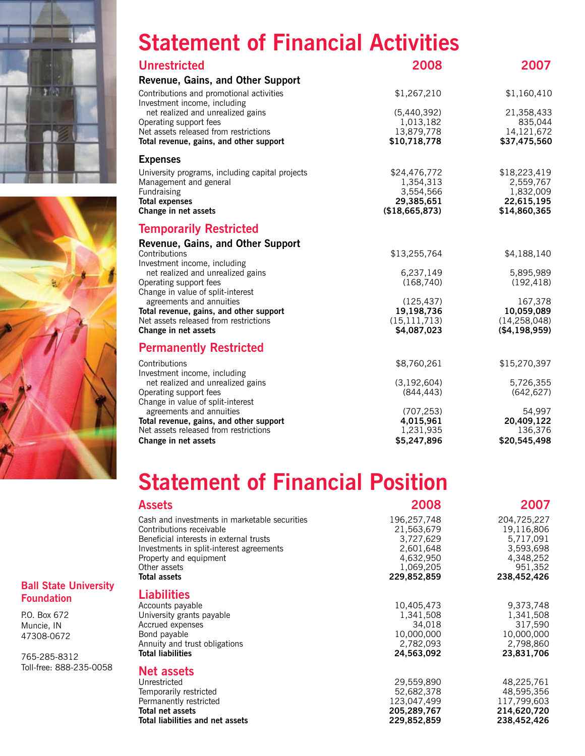# Statement of Financial Activities

## Unrestricted

| | 2008 | 2007 |
|---|---|---|
| **Revenue, Gains, and Other Support** | | |
| Contributions and promotional activities | $1,267,210 | $1,160,410 |
| Investment income, including net realized and unrealized gains | (5,440,392) | 21,358,433 |
| Operating support fees | 1,013,182 | 835,044 |
| Net assets released from restrictions | 13,879,778 | 14,121,672 |
| **Total revenue, gains, and other support** | **$10,718,778** | **$37,475,560** |
| **Expenses** | | |
| University programs, including capital projects | $24,476,772 | $18,223,419 |
| Management and general | 1,354,313 | 2,559,767 |
| Fundraising | 3,554,566 | 1,832,009 |
| **Total expenses** | **29,385,651** | **22,615,195** |
| **Change in net assets** | **($18,665,873)** | **$14,860,365** |

## Temporarily Restricted

| | 2008 | 2007 |
|---|---|---|
| **Revenue, Gains, and Other Support** | | |
| Contributions | $13,255,764 | $4,188,140 |
| Investment income, including net realized and unrealized gains | 6,237,149 | 5,895,989 |
| Operating support fees | (168,740) | (192,418) |
| Change in value of split-interest agreements and annuities | (125,437) | 167,378 |
| **Total revenue, gains, and other support** | **19,198,736** | **10,059,089** |
| Net assets released from restrictions | (15,111,713) | (14,258,048) |
| **Change in net assets** | **$4,087,023** | **($4,198,959)** |

## Permanently Restricted

| | 2008 | 2007 |
|---|---|---|
| Contributions | $8,760,261 | $15,270,397 |
| Investment income, including net realized and unrealized gains | (3,192,604) | 5,726,355 |
| Operating support fees | (844,443) | (642,627) |
| Change in value of split-interest agreements and annuities | (707,253) | 54,997 |
| **Total revenue, gains, and other support** | **4,015,961** | **20,409,122** |
| Net assets released from restrictions | 1,231,935 | 136,376 |
| **Change in net assets** | **$5,247,896** | **$20,545,498** |

# Statement of Financial Position

## Assets

| | 2008 | 2007 |
|---|---|---|
| Cash and investments in marketable securities | 196,257,748 | 204,725,227 |
| Contributions receivable | 21,563,679 | 19,116,806 |
| Beneficial interests in external trusts | 3,727,629 | 5,717,091 |
| Investments in split-interest agreements | 2,601,648 | 3,593,698 |
| Property and equipment | 4,632,950 | 4,348,252 |
| Other assets | 1,069,205 | 951,352 |
| **Total assets** | **229,852,859** | **238,452,426** |

## Liabilities

| | 2008 | 2007 |
|---|---|---|
| Accounts payable | 10,405,473 | 9,373,748 |
| University grants payable | 1,341,508 | 1,341,508 |
| Accrued expenses | 34,018 | 317,590 |
| Bond payable | 10,000,000 | 10,000,000 |
| Annuity and trust obligations | 2,782,093 | 2,798,860 |
| **Total liabilities** | **24,563,092** | **23,831,706** |

## Net assets

| | 2008 | 2007 |
|---|---|---|
| Unrestricted | 29,559,890 | 48,225,761 |
| Temporarily restricted | 52,682,378 | 48,595,356 |
| Permanently restricted | 123,047,499 | 117,799,603 |
| **Total net assets** | **205,289,767** | **214,620,720** |
| **Total liabilities and net assets** | **229,852,859** | **238,452,426** |

**Ball State University Foundation**

P.O. Box 672
Muncie, IN
47308-0672

765-285-8312
Toll-free: 888-235-0058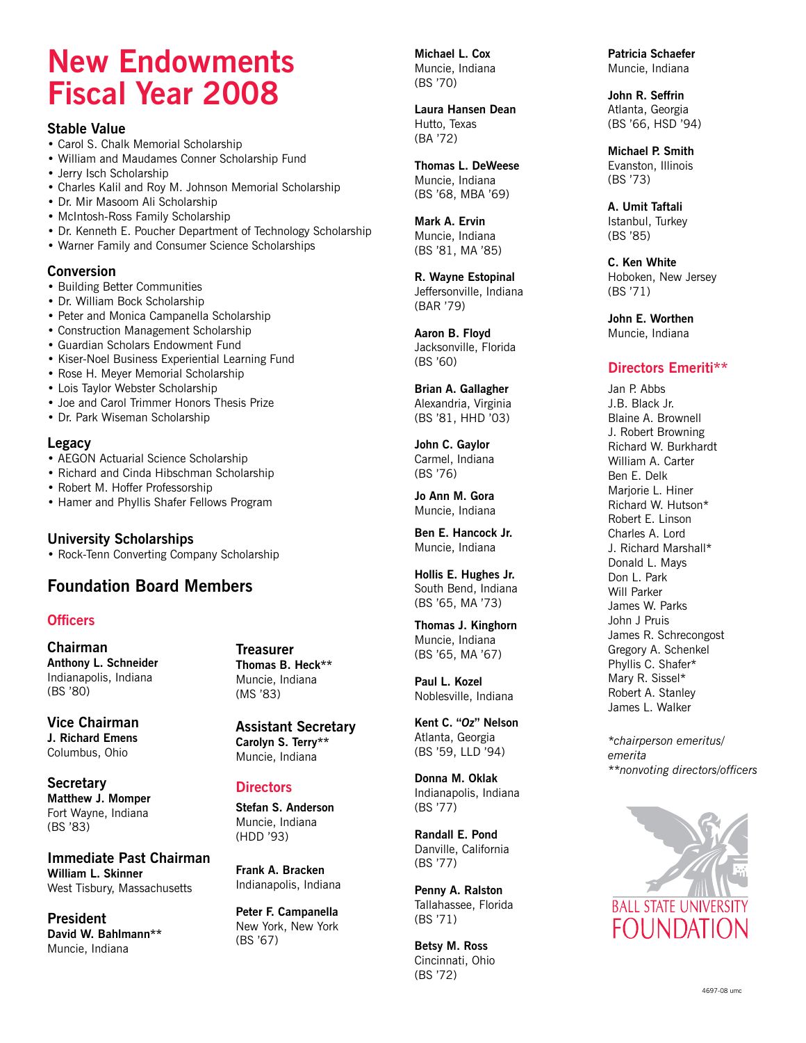# New Endowments Fiscal Year 2008

## Stable Value

- Carol S. Chalk Memorial Scholarship
- William and Maudames Conner Scholarship Fund
- Jerry Isch Scholarship
- Charles Kalil and Roy M. Johnson Memorial Scholarship
- Dr. Mir Masoom Ali Scholarship
- McIntosh-Ross Family Scholarship
- Dr. Kenneth E. Poucher Department of Technology Scholarship
- Warner Family and Consumer Science Scholarships

## Conversion

- Building Better Communities
- Dr. William Bock Scholarship
- Peter and Monica Campanella Scholarship
- Construction Management Scholarship
- Guardian Scholars Endowment Fund
- Kiser-Noel Business Experiential Learning Fund
- Rose H. Meyer Memorial Scholarship
- Lois Taylor Webster Scholarship
- Joe and Carol Trimmer Honors Thesis Prize
- Dr. Park Wiseman Scholarship

## Legacy

- AEGON Actuarial Science Scholarship
- Richard and Cinda Hibschman Scholarship
- Robert M. Hoffer Professorship
- Hamer and Phyllis Shafer Fellows Program

## University Scholarships

- Rock-Tenn Converting Company Scholarship

# Foundation Board Members

## Officers

### Chairman
**Anthony L. Schneider**
Indianapolis, Indiana
(BS '80)

### Vice Chairman
**J. Richard Emens**
Columbus, Ohio

### Secretary
**Matthew J. Momper**
Fort Wayne, Indiana
(BS '83)

### Immediate Past Chairman
**William L. Skinner**
West Tisbury, Massachusetts

### President
**David W. Bahlmann****
Muncie, Indiana

### Treasurer
**Thomas B. Heck****
Muncie, Indiana
(MS '83)

### Assistant Secretary
**Carolyn S. Terry****
Muncie, Indiana

## Directors

**Stefan S. Anderson**
Muncie, Indiana
(HDD '93)

**Frank A. Bracken**
Indianapolis, Indiana

**Peter F. Campanella**
New York, New York
(BS '67)

**Michael L. Cox**
Muncie, Indiana
(BS '70)

**Laura Hansen Dean**
Hutto, Texas
(BA '72)

**Thomas L. DeWeese**
Muncie, Indiana
(BS '68, MBA '69)

**Mark A. Ervin**
Muncie, Indiana
(BS '81, MA '85)

**R. Wayne Estopinal**
Jeffersonville, Indiana
(BAR '79)

**Aaron B. Floyd**
Jacksonville, Florida
(BS '60)

**Brian A. Gallagher**
Alexandria, Virginia
(BS '81, HHD '03)

**John C. Gaylor**
Carmel, Indiana
(BS '76)

**Jo Ann M. Gora**
Muncie, Indiana

**Ben E. Hancock Jr.**
Muncie, Indiana

**Hollis E. Hughes Jr.**
South Bend, Indiana
(BS '65, MA '73)

**Thomas J. Kinghorn**
Muncie, Indiana
(BS '65, MA '67)

**Paul L. Kozel**
Noblesville, Indiana

**Kent C. "*Oz*" Nelson**
Atlanta, Georgia
(BS '59, LLD '94)

**Donna M. Oklak**
Indianapolis, Indiana
(BS '77)

**Randall E. Pond**
Danville, California
(BS '77)

**Penny A. Ralston**
Tallahassee, Florida
(BS '71)

**Betsy M. Ross**
Cincinnati, Ohio
(BS '72)

**Patricia Schaefer**
Muncie, Indiana

**John R. Seffrin**
Atlanta, Georgia
(BS '66, HSD '94)

**Michael P. Smith**
Evanston, Illinois
(BS '73)

**A. Umit Taftali**
Istanbul, Turkey
(BS '85)

**C. Ken White**
Hoboken, New Jersey
(BS '71)

**John E. Worthen**
Muncie, Indiana

## Directors Emeriti**

Jan P. Abbs
J.B. Black Jr.
Blaine A. Brownell
J. Robert Browning
Richard W. Burkhardt
William A. Carter
Ben E. Delk
Marjorie L. Hiner
Richard W. Hutson*
Robert E. Linson
Charles A. Lord
J. Richard Marshall*
Donald L. Mays
Don L. Park
Will Parker
James W. Parks
John J Pruis
James R. Schrecongost
Gregory A. Schenkel
Phyllis C. Shafer*
Mary R. Sissel*
Robert A. Stanley
James L. Walker

*\*chairperson emeritus/emerita*
*\*\*nonvoting directors/officers*

BALL STATE UNIVERSITY FOUNDATION

4697-08 umc